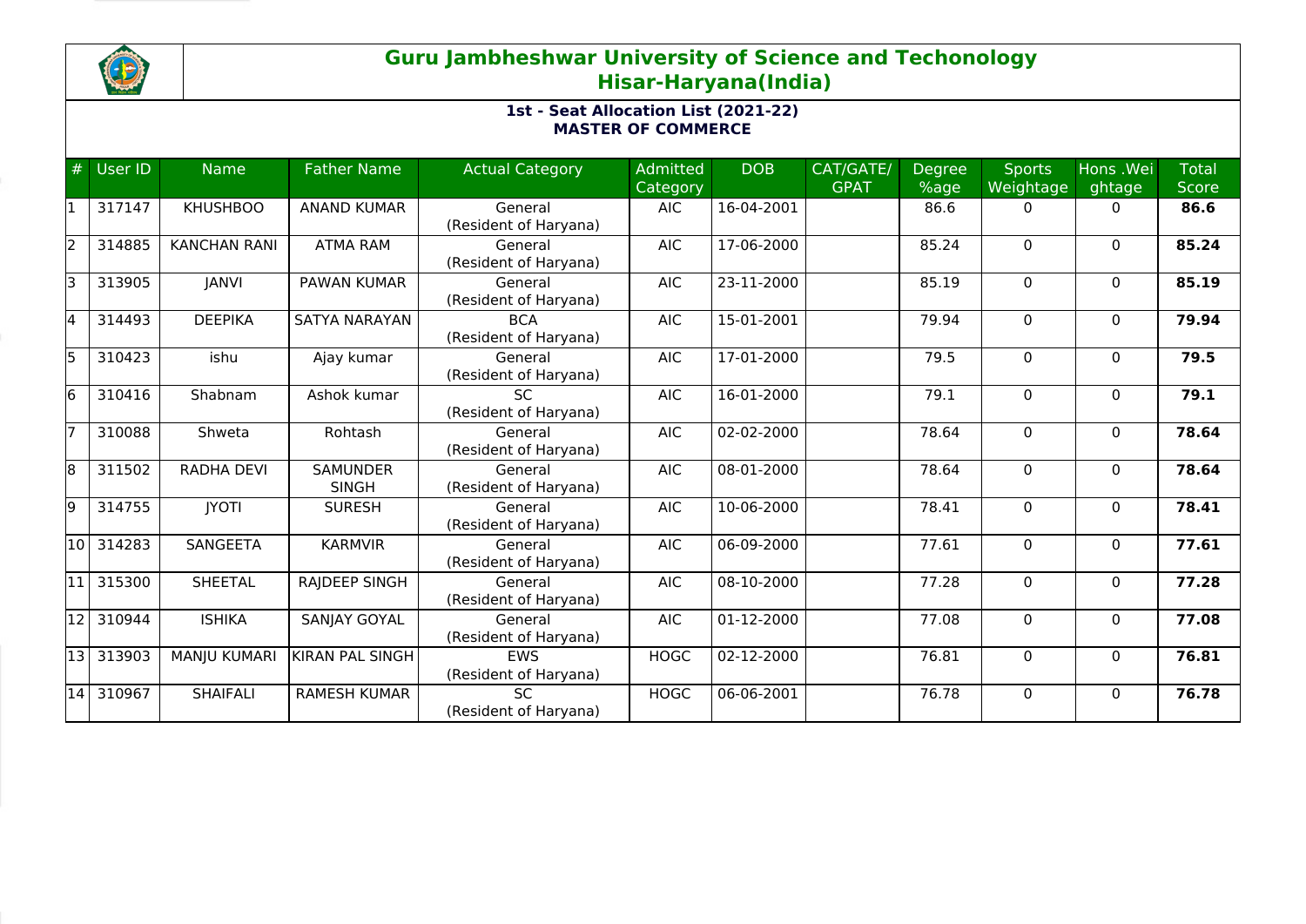# Guru Jambheshwar University of Science and Techonology
## Hisar-Haryana(India)

### 1st - Seat Allocation List (2021-22)
### MASTER OF COMMERCE

| # | User ID | Name | Father Name | Actual Category | Admitted Category | DOB | CAT/GATE/ GPAT | Degree %age | Sports Weightage | Hons .Weightage | Total Score |
|---|---|---|---|---|---|---|---|---|---|---|---|
| 1 | 317147 | KHUSHBOO | ANAND KUMAR | General (Resident of Haryana) | AIC | 16-04-2001 | | 86.6 | 0 | 0 | **86.6** |
| 2 | 314885 | KANCHAN RANI | ATMA RAM | General (Resident of Haryana) | AIC | 17-06-2000 | | 85.24 | 0 | 0 | **85.24** |
| 3 | 313905 | JANVI | PAWAN KUMAR | General (Resident of Haryana) | AIC | 23-11-2000 | | 85.19 | 0 | 0 | **85.19** |
| 4 | 314493 | DEEPIKA | SATYA NARAYAN | BCA (Resident of Haryana) | AIC | 15-01-2001 | | 79.94 | 0 | 0 | **79.94** |
| 5 | 310423 | ishu | Ajay kumar | General (Resident of Haryana) | AIC | 17-01-2000 | | 79.5 | 0 | 0 | **79.5** |
| 6 | 310416 | Shabnam | Ashok kumar | SC (Resident of Haryana) | AIC | 16-01-2000 | | 79.1 | 0 | 0 | **79.1** |
| 7 | 310088 | Shweta | Rohtash | General (Resident of Haryana) | AIC | 02-02-2000 | | 78.64 | 0 | 0 | **78.64** |
| 8 | 311502 | RADHA DEVI | SAMUNDER SINGH | General (Resident of Haryana) | AIC | 08-01-2000 | | 78.64 | 0 | 0 | **78.64** |
| 9 | 314755 | JYOTI | SURESH | General (Resident of Haryana) | AIC | 10-06-2000 | | 78.41 | 0 | 0 | **78.41** |
| 10 | 314283 | SANGEETA | KARMVIR | General (Resident of Haryana) | AIC | 06-09-2000 | | 77.61 | 0 | 0 | **77.61** |
| 11 | 315300 | SHEETAL | RAJDEEP SINGH | General (Resident of Haryana) | AIC | 08-10-2000 | | 77.28 | 0 | 0 | **77.28** |
| 12 | 310944 | ISHIKA | SANJAY GOYAL | General (Resident of Haryana) | AIC | 01-12-2000 | | 77.08 | 0 | 0 | **77.08** |
| 13 | 313903 | MANJU KUMARI | KIRAN PAL SINGH | EWS (Resident of Haryana) | HOGC | 02-12-2000 | | 76.81 | 0 | 0 | **76.81** |
| 14 | 310967 | SHAIFALI | RAMESH KUMAR | SC (Resident of Haryana) | HOGC | 06-06-2001 | | 76.78 | 0 | 0 | **76.78** |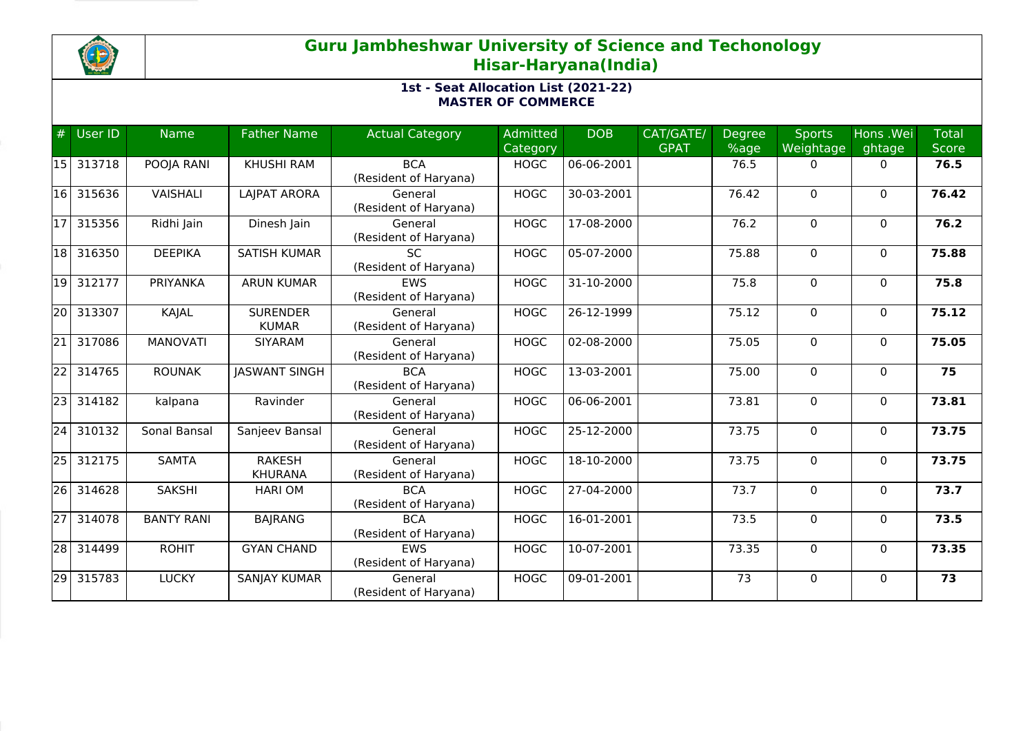# Guru Jambheshwar University of Science and Techonology
## Hisar-Haryana(India)

### 1st - Seat Allocation List (2021-22)
### MASTER OF COMMERCE

| # | User ID | Name | Father Name | Actual Category | Admitted Category | DOB | CAT/GATE/ GPAT | Degree %age | Sports Weightage | Hons .Weightage | Total Score |
|---|---|---|---|---|---|---|---|---|---|---|---|
| 15 | 313718 | POOJA RANI | KHUSHI RAM | BCA (Resident of Haryana) | HOGC | 06-06-2001 | | 76.5 | 0 | 0 | **76.5** |
| 16 | 315636 | VAISHALI | LAJPAT ARORA | General (Resident of Haryana) | HOGC | 30-03-2001 | | 76.42 | 0 | 0 | **76.42** |
| 17 | 315356 | Ridhi Jain | Dinesh Jain | General (Resident of Haryana) | HOGC | 17-08-2000 | | 76.2 | 0 | 0 | **76.2** |
| 18 | 316350 | DEEPIKA | SATISH KUMAR | SC (Resident of Haryana) | HOGC | 05-07-2000 | | 75.88 | 0 | 0 | **75.88** |
| 19 | 312177 | PRIYANKA | ARUN KUMAR | EWS (Resident of Haryana) | HOGC | 31-10-2000 | | 75.8 | 0 | 0 | **75.8** |
| 20 | 313307 | KAJAL | SURENDER KUMAR | General (Resident of Haryana) | HOGC | 26-12-1999 | | 75.12 | 0 | 0 | **75.12** |
| 21 | 317086 | MANOVATI | SIYARAM | General (Resident of Haryana) | HOGC | 02-08-2000 | | 75.05 | 0 | 0 | **75.05** |
| 22 | 314765 | ROUNAK | JASWANT SINGH | BCA (Resident of Haryana) | HOGC | 13-03-2001 | | 75.00 | 0 | 0 | **75** |
| 23 | 314182 | kalpana | Ravinder | General (Resident of Haryana) | HOGC | 06-06-2001 | | 73.81 | 0 | 0 | **73.81** |
| 24 | 310132 | Sonal Bansal | Sanjeev Bansal | General (Resident of Haryana) | HOGC | 25-12-2000 | | 73.75 | 0 | 0 | **73.75** |
| 25 | 312175 | SAMTA | RAKESH KHURANA | General (Resident of Haryana) | HOGC | 18-10-2000 | | 73.75 | 0 | 0 | **73.75** |
| 26 | 314628 | SAKSHI | HARI OM | BCA (Resident of Haryana) | HOGC | 27-04-2000 | | 73.7 | 0 | 0 | **73.7** |
| 27 | 314078 | BANTY RANI | BAJRANG | BCA (Resident of Haryana) | HOGC | 16-01-2001 | | 73.5 | 0 | 0 | **73.5** |
| 28 | 314499 | ROHIT | GYAN CHAND | EWS (Resident of Haryana) | HOGC | 10-07-2001 | | 73.35 | 0 | 0 | **73.35** |
| 29 | 315783 | LUCKY | SANJAY KUMAR | General (Resident of Haryana) | HOGC | 09-01-2001 | | 73 | 0 | 0 | **73** |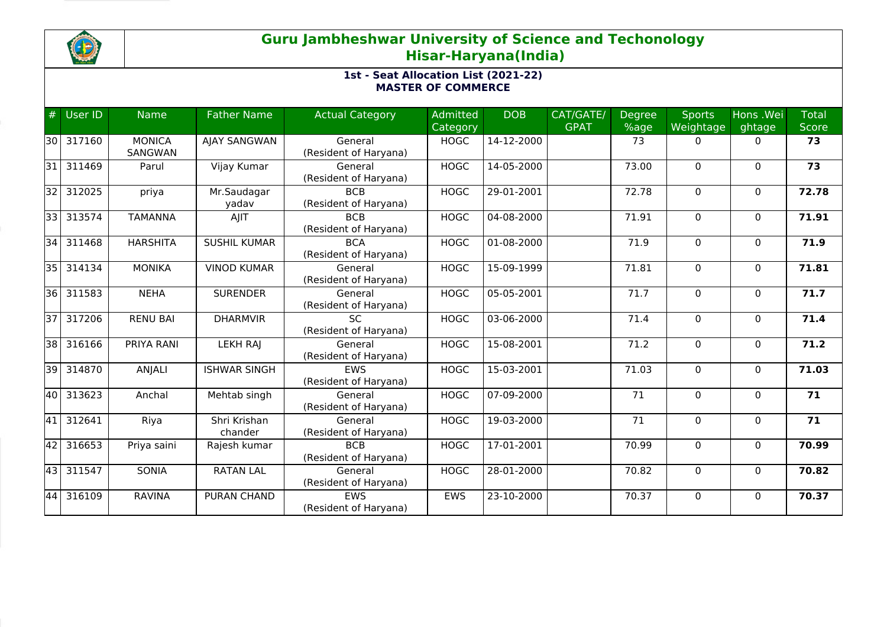# Guru Jambheshwar University of Science and Techonology
## Hisar-Haryana(India)

### 1st - Seat Allocation List (2021-22)
### MASTER OF COMMERCE

| # | User ID | Name | Father Name | Actual Category | Admitted Category | DOB | CAT/GATE/ GPAT | Degree %age | Sports Weightage | Hons .Weightage | Total Score |
|---|---|---|---|---|---|---|---|---|---|---|---|
| 30 | 317160 | MONICA SANGWAN | AJAY SANGWAN | General (Resident of Haryana) | HOGC | 14-12-2000 | | 73 | 0 | 0 | **73** |
| 31 | 311469 | Parul | Vijay Kumar | General (Resident of Haryana) | HOGC | 14-05-2000 | | 73.00 | 0 | 0 | **73** |
| 32 | 312025 | priya | Mr.Saudagar yadav | BCB (Resident of Haryana) | HOGC | 29-01-2001 | | 72.78 | 0 | 0 | **72.78** |
| 33 | 313574 | TAMANNA | AJIT | BCB (Resident of Haryana) | HOGC | 04-08-2000 | | 71.91 | 0 | 0 | **71.91** |
| 34 | 311468 | HARSHITA | SUSHIL KUMAR | BCA (Resident of Haryana) | HOGC | 01-08-2000 | | 71.9 | 0 | 0 | **71.9** |
| 35 | 314134 | MONIKA | VINOD KUMAR | General (Resident of Haryana) | HOGC | 15-09-1999 | | 71.81 | 0 | 0 | **71.81** |
| 36 | 311583 | NEHA | SURENDER | General (Resident of Haryana) | HOGC | 05-05-2001 | | 71.7 | 0 | 0 | **71.7** |
| 37 | 317206 | RENU BAI | DHARMVIR | SC (Resident of Haryana) | HOGC | 03-06-2000 | | 71.4 | 0 | 0 | **71.4** |
| 38 | 316166 | PRIYA RANI | LEKH RAJ | General (Resident of Haryana) | HOGC | 15-08-2001 | | 71.2 | 0 | 0 | **71.2** |
| 39 | 314870 | ANJALI | ISHWAR SINGH | EWS (Resident of Haryana) | HOGC | 15-03-2001 | | 71.03 | 0 | 0 | **71.03** |
| 40 | 313623 | Anchal | Mehtab singh | General (Resident of Haryana) | HOGC | 07-09-2000 | | 71 | 0 | 0 | **71** |
| 41 | 312641 | Riya | Shri Krishan chander | General (Resident of Haryana) | HOGC | 19-03-2000 | | 71 | 0 | 0 | **71** |
| 42 | 316653 | Priya saini | Rajesh kumar | BCB (Resident of Haryana) | HOGC | 17-01-2001 | | 70.99 | 0 | 0 | **70.99** |
| 43 | 311547 | SONIA | RATAN LAL | General (Resident of Haryana) | HOGC | 28-01-2000 | | 70.82 | 0 | 0 | **70.82** |
| 44 | 316109 | RAVINA | PURAN CHAND | EWS (Resident of Haryana) | EWS | 23-10-2000 | | 70.37 | 0 | 0 | **70.37** |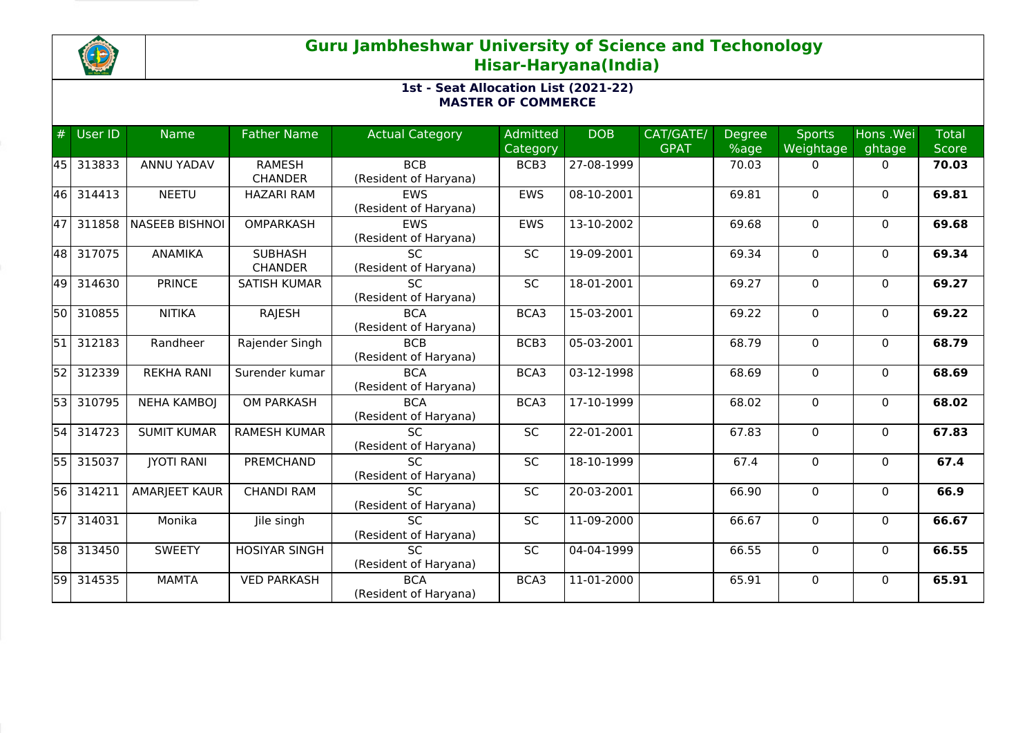# Guru Jambheshwar University of Science and Techonology
## Hisar-Haryana(India)

### 1st - Seat Allocation List (2021-22)
### MASTER OF COMMERCE

| # | User ID | Name | Father Name | Actual Category | Admitted Category | DOB | CAT/GATE/ GPAT | Degree %age | Sports Weightage | Hons .Weightage | Total Score |
|---|---|---|---|---|---|---|---|---|---|---|---|
| 45 | 313833 | ANNU YADAV | RAMESH CHANDER | BCB (Resident of Haryana) | BCB3 | 27-08-1999 | | 70.03 | 0 | 0 | **70.03** |
| 46 | 314413 | NEETU | HAZARI RAM | EWS (Resident of Haryana) | EWS | 08-10-2001 | | 69.81 | 0 | 0 | **69.81** |
| 47 | 311858 | NASEEB BISHNOI | OMPARKASH | EWS (Resident of Haryana) | EWS | 13-10-2002 | | 69.68 | 0 | 0 | **69.68** |
| 48 | 317075 | ANAMIKA | SUBHASH CHANDER | SC (Resident of Haryana) | SC | 19-09-2001 | | 69.34 | 0 | 0 | **69.34** |
| 49 | 314630 | PRINCE | SATISH KUMAR | SC (Resident of Haryana) | SC | 18-01-2001 | | 69.27 | 0 | 0 | **69.27** |
| 50 | 310855 | NITIKA | RAJESH | BCA (Resident of Haryana) | BCA3 | 15-03-2001 | | 69.22 | 0 | 0 | **69.22** |
| 51 | 312183 | Randheer | Rajender Singh | BCB (Resident of Haryana) | BCB3 | 05-03-2001 | | 68.79 | 0 | 0 | **68.79** |
| 52 | 312339 | REKHA RANI | Surender kumar | BCA (Resident of Haryana) | BCA3 | 03-12-1998 | | 68.69 | 0 | 0 | **68.69** |
| 53 | 310795 | NEHA KAMBOJ | OM PARKASH | BCA (Resident of Haryana) | BCA3 | 17-10-1999 | | 68.02 | 0 | 0 | **68.02** |
| 54 | 314723 | SUMIT KUMAR | RAMESH KUMAR | SC (Resident of Haryana) | SC | 22-01-2001 | | 67.83 | 0 | 0 | **67.83** |
| 55 | 315037 | JYOTI RANI | PREMCHAND | SC (Resident of Haryana) | SC | 18-10-1999 | | 67.4 | 0 | 0 | **67.4** |
| 56 | 314211 | AMARJEET KAUR | CHANDI RAM | SC (Resident of Haryana) | SC | 20-03-2001 | | 66.90 | 0 | 0 | **66.9** |
| 57 | 314031 | Monika | Jile singh | SC (Resident of Haryana) | SC | 11-09-2000 | | 66.67 | 0 | 0 | **66.67** |
| 58 | 313450 | SWEETY | HOSIYAR SINGH | SC (Resident of Haryana) | SC | 04-04-1999 | | 66.55 | 0 | 0 | **66.55** |
| 59 | 314535 | MAMTA | VED PARKASH | BCA (Resident of Haryana) | BCA3 | 11-01-2000 | | 65.91 | 0 | 0 | **65.91** |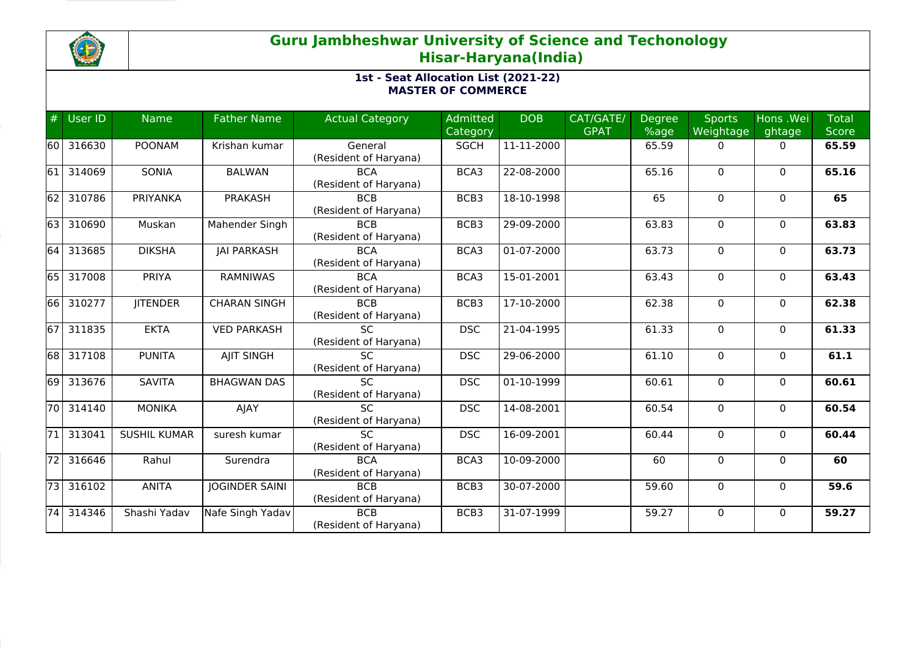# Guru Jambheshwar University of Science and Techonology
## Hisar-Haryana(India)

### 1st - Seat Allocation List (2021-22)
### MASTER OF COMMERCE

| # | User ID | Name | Father Name | Actual Category | Admitted Category | DOB | CAT/GATE/ GPAT | Degree %age | Sports Weightage | Hons .Weightage | Total Score |
|---|---|---|---|---|---|---|---|---|---|---|---|
| 60 | 316630 | POONAM | Krishan kumar | General (Resident of Haryana) | SGCH | 11-11-2000 | | 65.59 | 0 | 0 | **65.59** |
| 61 | 314069 | SONIA | BALWAN | BCA (Resident of Haryana) | BCA3 | 22-08-2000 | | 65.16 | 0 | 0 | **65.16** |
| 62 | 310786 | PRIYANKA | PRAKASH | BCB (Resident of Haryana) | BCB3 | 18-10-1998 | | 65 | 0 | 0 | **65** |
| 63 | 310690 | Muskan | Mahender Singh | BCB (Resident of Haryana) | BCB3 | 29-09-2000 | | 63.83 | 0 | 0 | **63.83** |
| 64 | 313685 | DIKSHA | JAI PARKASH | BCA (Resident of Haryana) | BCA3 | 01-07-2000 | | 63.73 | 0 | 0 | **63.73** |
| 65 | 317008 | PRIYA | RAMNIWAS | BCA (Resident of Haryana) | BCA3 | 15-01-2001 | | 63.43 | 0 | 0 | **63.43** |
| 66 | 310277 | JITENDER | CHARAN SINGH | BCB (Resident of Haryana) | BCB3 | 17-10-2000 | | 62.38 | 0 | 0 | **62.38** |
| 67 | 311835 | EKTA | VED PARKASH | SC (Resident of Haryana) | DSC | 21-04-1995 | | 61.33 | 0 | 0 | **61.33** |
| 68 | 317108 | PUNITA | AJIT SINGH | SC (Resident of Haryana) | DSC | 29-06-2000 | | 61.10 | 0 | 0 | **61.1** |
| 69 | 313676 | SAVITA | BHAGWAN DAS | SC (Resident of Haryana) | DSC | 01-10-1999 | | 60.61 | 0 | 0 | **60.61** |
| 70 | 314140 | MONIKA | AJAY | SC (Resident of Haryana) | DSC | 14-08-2001 | | 60.54 | 0 | 0 | **60.54** |
| 71 | 313041 | SUSHIL KUMAR | suresh kumar | SC (Resident of Haryana) | DSC | 16-09-2001 | | 60.44 | 0 | 0 | **60.44** |
| 72 | 316646 | Rahul | Surendra | BCA (Resident of Haryana) | BCA3 | 10-09-2000 | | 60 | 0 | 0 | **60** |
| 73 | 316102 | ANITA | JOGINDER SAINI | BCB (Resident of Haryana) | BCB3 | 30-07-2000 | | 59.60 | 0 | 0 | **59.6** |
| 74 | 314346 | Shashi Yadav | Nafe Singh Yadav | BCB (Resident of Haryana) | BCB3 | 31-07-1999 | | 59.27 | 0 | 0 | **59.27** |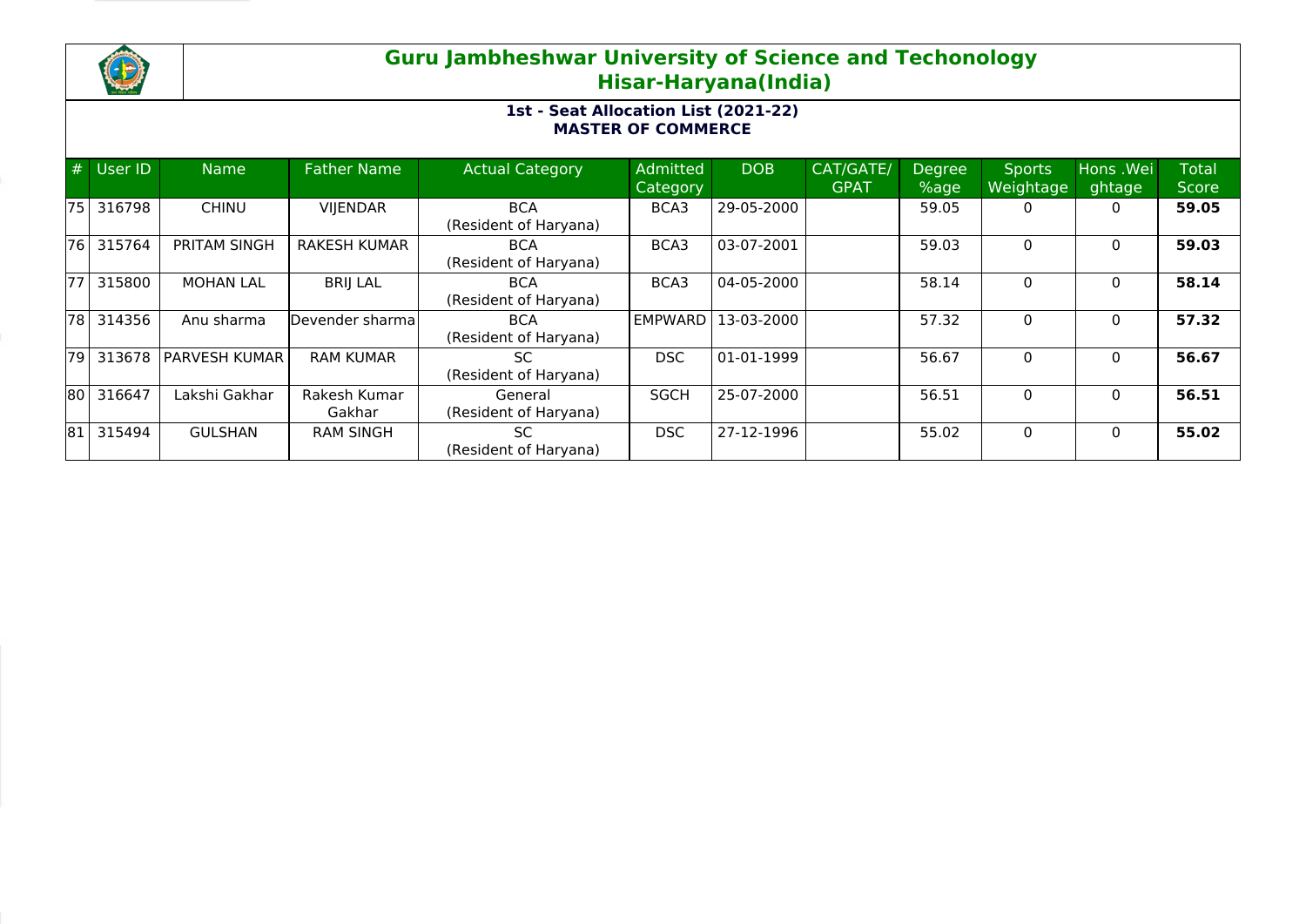# Guru Jambheshwar University of Science and Techonology
## Hisar-Haryana(India)

### 1st - Seat Allocation List (2021-22)
### MASTER OF COMMERCE

| # | User ID | Name | Father Name | Actual Category | Admitted Category | DOB | CAT/GATE/GPAT | Degree %age | Sports Weightage | Hons .Weightage | Total Score |
|---|---|---|---|---|---|---|---|---|---|---|---|
| 75 | 316798 | CHINU | VIJENDAR | BCA (Resident of Haryana) | BCA3 | 29-05-2000 | | 59.05 | 0 | 0 | **59.05** |
| 76 | 315764 | PRITAM SINGH | RAKESH KUMAR | BCA (Resident of Haryana) | BCA3 | 03-07-2001 | | 59.03 | 0 | 0 | **59.03** |
| 77 | 315800 | MOHAN LAL | BRIJ LAL | BCA (Resident of Haryana) | BCA3 | 04-05-2000 | | 58.14 | 0 | 0 | **58.14** |
| 78 | 314356 | Anu sharma | Devender sharma | BCA (Resident of Haryana) | EMPWARD | 13-03-2000 | | 57.32 | 0 | 0 | **57.32** |
| 79 | 313678 | PARVESH KUMAR | RAM KUMAR | SC (Resident of Haryana) | DSC | 01-01-1999 | | 56.67 | 0 | 0 | **56.67** |
| 80 | 316647 | Lakshi Gakhar | Rakesh Kumar Gakhar | General (Resident of Haryana) | SGCH | 25-07-2000 | | 56.51 | 0 | 0 | **56.51** |
| 81 | 315494 | GULSHAN | RAM SINGH | SC (Resident of Haryana) | DSC | 27-12-1996 | | 55.02 | 0 | 0 | **55.02** |